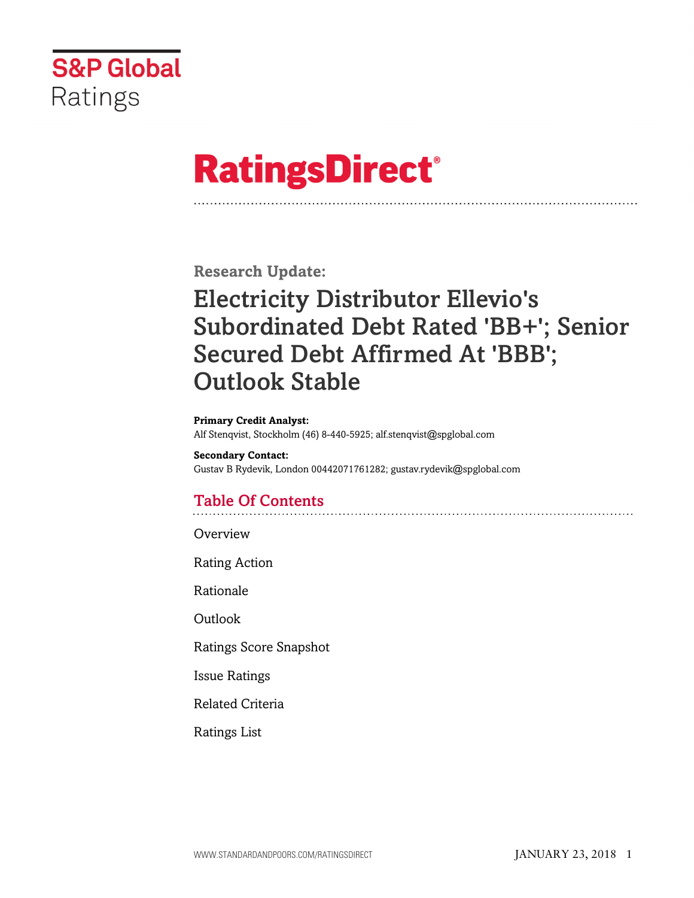S&P Global Ratings

# RatingsDirect®

**Research Update:**

# Electricity Distributor Ellevio's Subordinated Debt Rated 'BB+'; Senior Secured Debt Affirmed At 'BBB'; Outlook Stable

**Primary Credit Analyst:**
Alf Stenqvist, Stockholm (46) 8-440-5925; alf.stenqvist@spglobal.com

**Secondary Contact:**
Gustav B Rydevik, London 00442071761282; gustav.rydevik@spglobal.com

## Table Of Contents

Overview

Rating Action

Rationale

Outlook

Ratings Score Snapshot

Issue Ratings

Related Criteria

Ratings List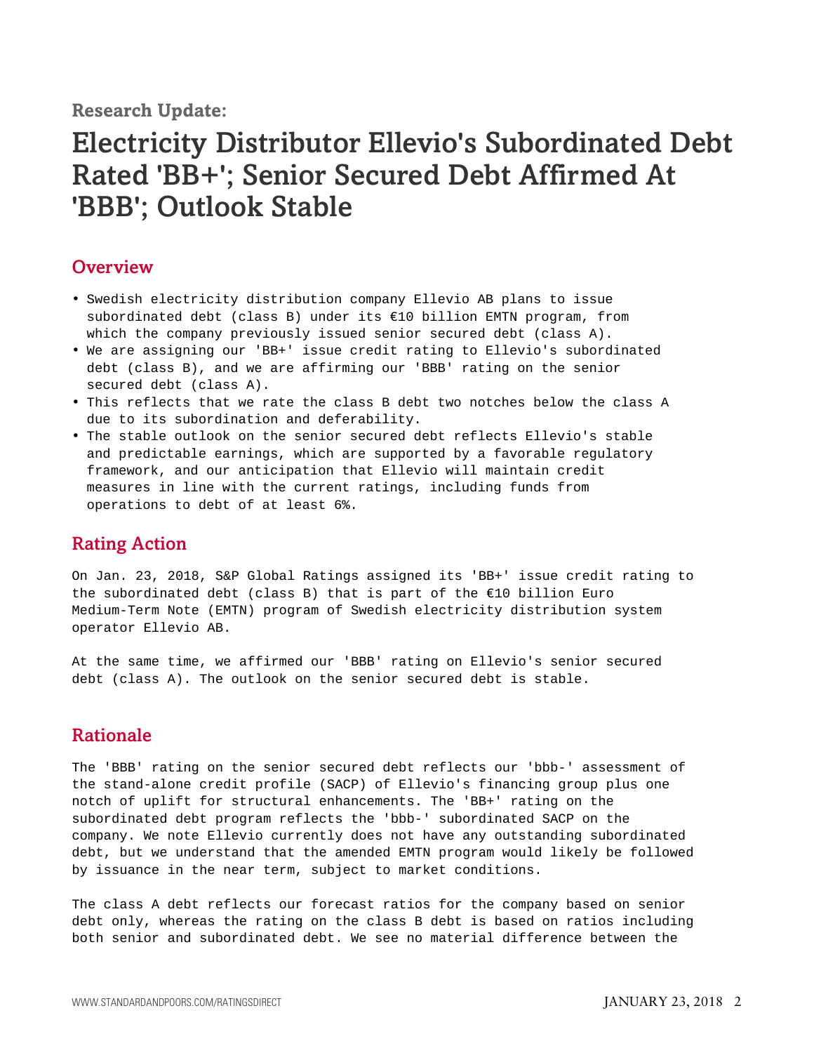Research Update:

# Electricity Distributor Ellevio's Subordinated Debt Rated 'BB+'; Senior Secured Debt Affirmed At 'BBB'; Outlook Stable

## Overview

- Swedish electricity distribution company Ellevio AB plans to issue subordinated debt (class B) under its €10 billion EMTN program, from which the company previously issued senior secured debt (class A).
- We are assigning our 'BB+' issue credit rating to Ellevio's subordinated debt (class B), and we are affirming our 'BBB' rating on the senior secured debt (class A).
- This reflects that we rate the class B debt two notches below the class A due to its subordination and deferability.
- The stable outlook on the senior secured debt reflects Ellevio's stable and predictable earnings, which are supported by a favorable regulatory framework, and our anticipation that Ellevio will maintain credit measures in line with the current ratings, including funds from operations to debt of at least 6%.

## Rating Action

On Jan. 23, 2018, S&P Global Ratings assigned its 'BB+' issue credit rating to the subordinated debt (class B) that is part of the €10 billion Euro Medium-Term Note (EMTN) program of Swedish electricity distribution system operator Ellevio AB.

At the same time, we affirmed our 'BBB' rating on Ellevio's senior secured debt (class A). The outlook on the senior secured debt is stable.

## Rationale

The 'BBB' rating on the senior secured debt reflects our 'bbb-' assessment of the stand-alone credit profile (SACP) of Ellevio's financing group plus one notch of uplift for structural enhancements. The 'BB+' rating on the subordinated debt program reflects the 'bbb-' subordinated SACP on the company. We note Ellevio currently does not have any outstanding subordinated debt, but we understand that the amended EMTN program would likely be followed by issuance in the near term, subject to market conditions.

The class A debt reflects our forecast ratios for the company based on senior debt only, whereas the rating on the class B debt is based on ratios including both senior and subordinated debt. We see no material difference between the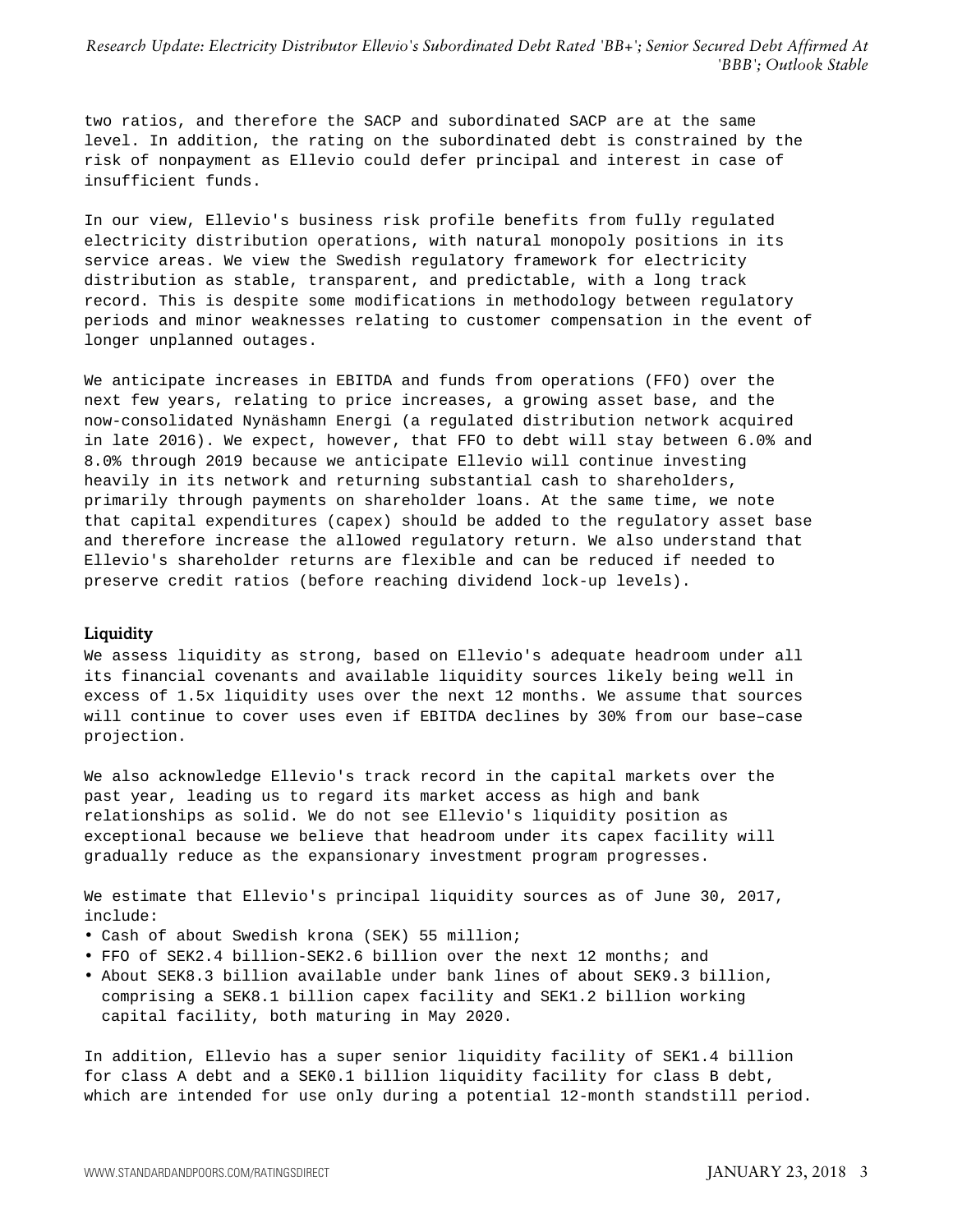two ratios, and therefore the SACP and subordinated SACP are at the same level. In addition, the rating on the subordinated debt is constrained by the risk of nonpayment as Ellevio could defer principal and interest in case of insufficient funds.

In our view, Ellevio's business risk profile benefits from fully regulated electricity distribution operations, with natural monopoly positions in its service areas. We view the Swedish regulatory framework for electricity distribution as stable, transparent, and predictable, with a long track record. This is despite some modifications in methodology between regulatory periods and minor weaknesses relating to customer compensation in the event of longer unplanned outages.

We anticipate increases in EBITDA and funds from operations (FFO) over the next few years, relating to price increases, a growing asset base, and the now-consolidated Nynäshamn Energi (a regulated distribution network acquired in late 2016). We expect, however, that FFO to debt will stay between 6.0% and 8.0% through 2019 because we anticipate Ellevio will continue investing heavily in its network and returning substantial cash to shareholders, primarily through payments on shareholder loans. At the same time, we note that capital expenditures (capex) should be added to the regulatory asset base and therefore increase the allowed regulatory return. We also understand that Ellevio's shareholder returns are flexible and can be reduced if needed to preserve credit ratios (before reaching dividend lock-up levels).

## Liquidity

We assess liquidity as strong, based on Ellevio's adequate headroom under all its financial covenants and available liquidity sources likely being well in excess of 1.5x liquidity uses over the next 12 months. We assume that sources will continue to cover uses even if EBITDA declines by 30% from our base–case projection.

We also acknowledge Ellevio's track record in the capital markets over the past year, leading us to regard its market access as high and bank relationships as solid. We do not see Ellevio's liquidity position as exceptional because we believe that headroom under its capex facility will gradually reduce as the expansionary investment program progresses.

We estimate that Ellevio's principal liquidity sources as of June 30, 2017, include:

- Cash of about Swedish krona (SEK) 55 million;
- FFO of SEK2.4 billion-SEK2.6 billion over the next 12 months; and
- About SEK8.3 billion available under bank lines of about SEK9.3 billion, comprising a SEK8.1 billion capex facility and SEK1.2 billion working capital facility, both maturing in May 2020.

In addition, Ellevio has a super senior liquidity facility of SEK1.4 billion for class A debt and a SEK0.1 billion liquidity facility for class B debt, which are intended for use only during a potential 12-month standstill period.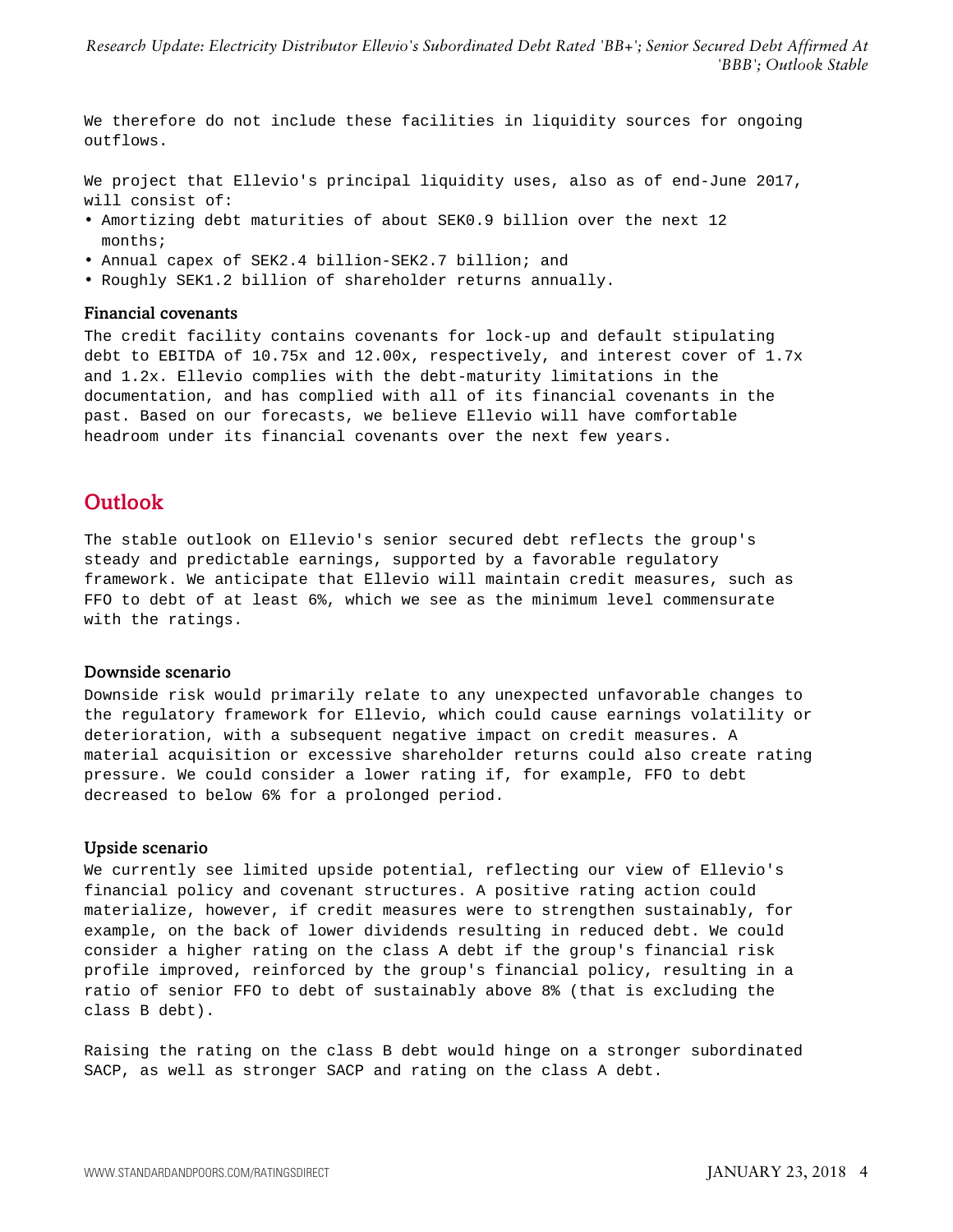We therefore do not include these facilities in liquidity sources for ongoing outflows.

We project that Ellevio's principal liquidity uses, also as of end-June 2017, will consist of:

- Amortizing debt maturities of about SEK0.9 billion over the next 12 months;
- Annual capex of SEK2.4 billion-SEK2.7 billion; and
- Roughly SEK1.2 billion of shareholder returns annually.

### Financial covenants

The credit facility contains covenants for lock-up and default stipulating debt to EBITDA of 10.75x and 12.00x, respectively, and interest cover of 1.7x and 1.2x. Ellevio complies with the debt-maturity limitations in the documentation, and has complied with all of its financial covenants in the past. Based on our forecasts, we believe Ellevio will have comfortable headroom under its financial covenants over the next few years.

## Outlook

The stable outlook on Ellevio's senior secured debt reflects the group's steady and predictable earnings, supported by a favorable regulatory framework. We anticipate that Ellevio will maintain credit measures, such as FFO to debt of at least 6%, which we see as the minimum level commensurate with the ratings.

### Downside scenario

Downside risk would primarily relate to any unexpected unfavorable changes to the regulatory framework for Ellevio, which could cause earnings volatility or deterioration, with a subsequent negative impact on credit measures. A material acquisition or excessive shareholder returns could also create rating pressure. We could consider a lower rating if, for example, FFO to debt decreased to below 6% for a prolonged period.

### Upside scenario

We currently see limited upside potential, reflecting our view of Ellevio's financial policy and covenant structures. A positive rating action could materialize, however, if credit measures were to strengthen sustainably, for example, on the back of lower dividends resulting in reduced debt. We could consider a higher rating on the class A debt if the group's financial risk profile improved, reinforced by the group's financial policy, resulting in a ratio of senior FFO to debt of sustainably above 8% (that is excluding the class B debt).

Raising the rating on the class B debt would hinge on a stronger subordinated SACP, as well as stronger SACP and rating on the class A debt.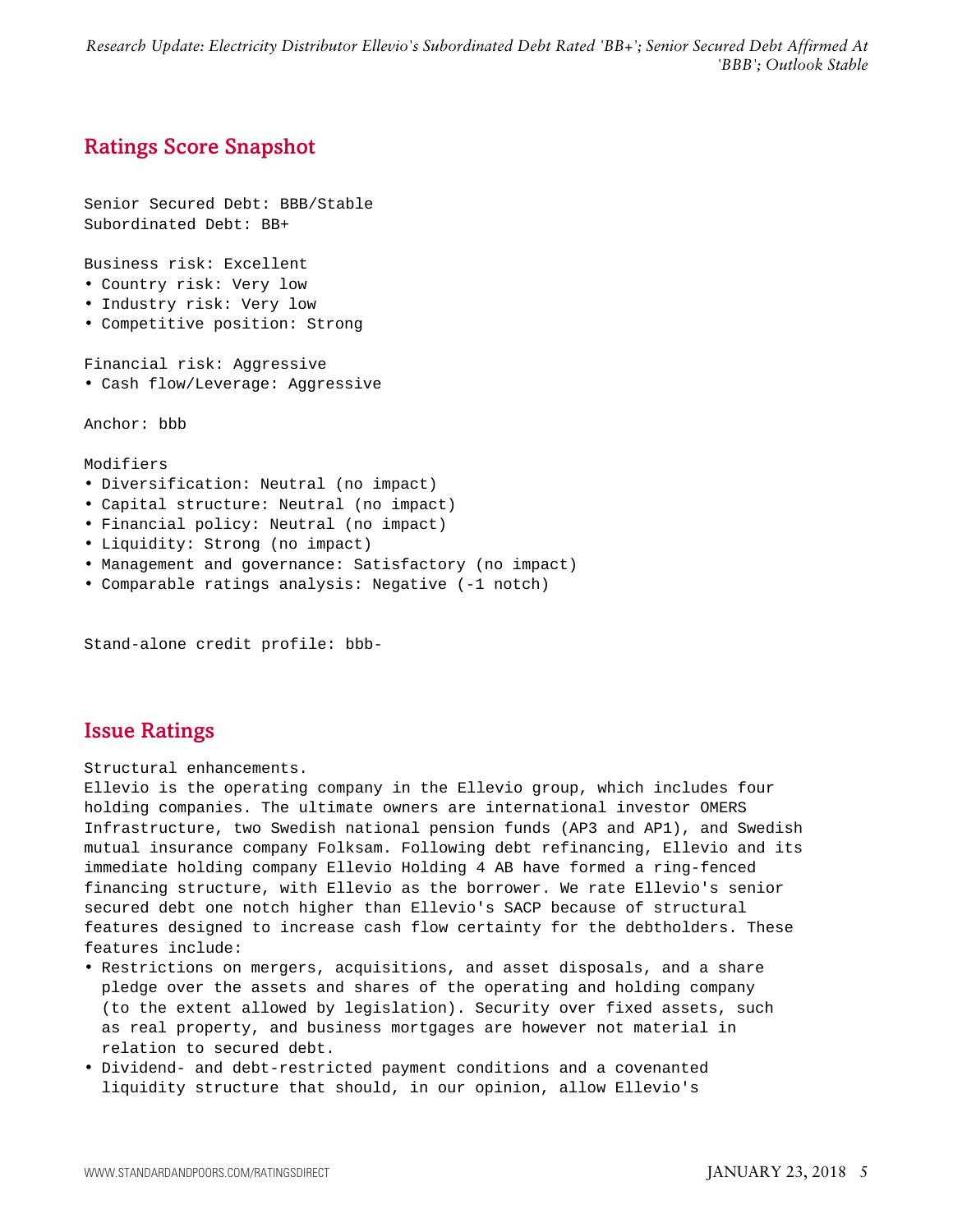## Ratings Score Snapshot

Senior Secured Debt: BBB/Stable
Subordinated Debt: BB+

Business risk: Excellent

- Country risk: Very low
- Industry risk: Very low
- Competitive position: Strong

Financial risk: Aggressive

- Cash flow/Leverage: Aggressive

Anchor: bbb

Modifiers

- Diversification: Neutral (no impact)
- Capital structure: Neutral (no impact)
- Financial policy: Neutral (no impact)
- Liquidity: Strong (no impact)
- Management and governance: Satisfactory (no impact)
- Comparable ratings analysis: Negative (-1 notch)

Stand-alone credit profile: bbb-

## Issue Ratings

Structural enhancements.

Ellevio is the operating company in the Ellevio group, which includes four holding companies. The ultimate owners are international investor OMERS Infrastructure, two Swedish national pension funds (AP3 and AP1), and Swedish mutual insurance company Folksam. Following debt refinancing, Ellevio and its immediate holding company Ellevio Holding 4 AB have formed a ring-fenced financing structure, with Ellevio as the borrower. We rate Ellevio's senior secured debt one notch higher than Ellevio's SACP because of structural features designed to increase cash flow certainty for the debtholders. These features include:

- Restrictions on mergers, acquisitions, and asset disposals, and a share pledge over the assets and shares of the operating and holding company (to the extent allowed by legislation). Security over fixed assets, such as real property, and business mortgages are however not material in relation to secured debt.
- Dividend- and debt-restricted payment conditions and a covenanted liquidity structure that should, in our opinion, allow Ellevio's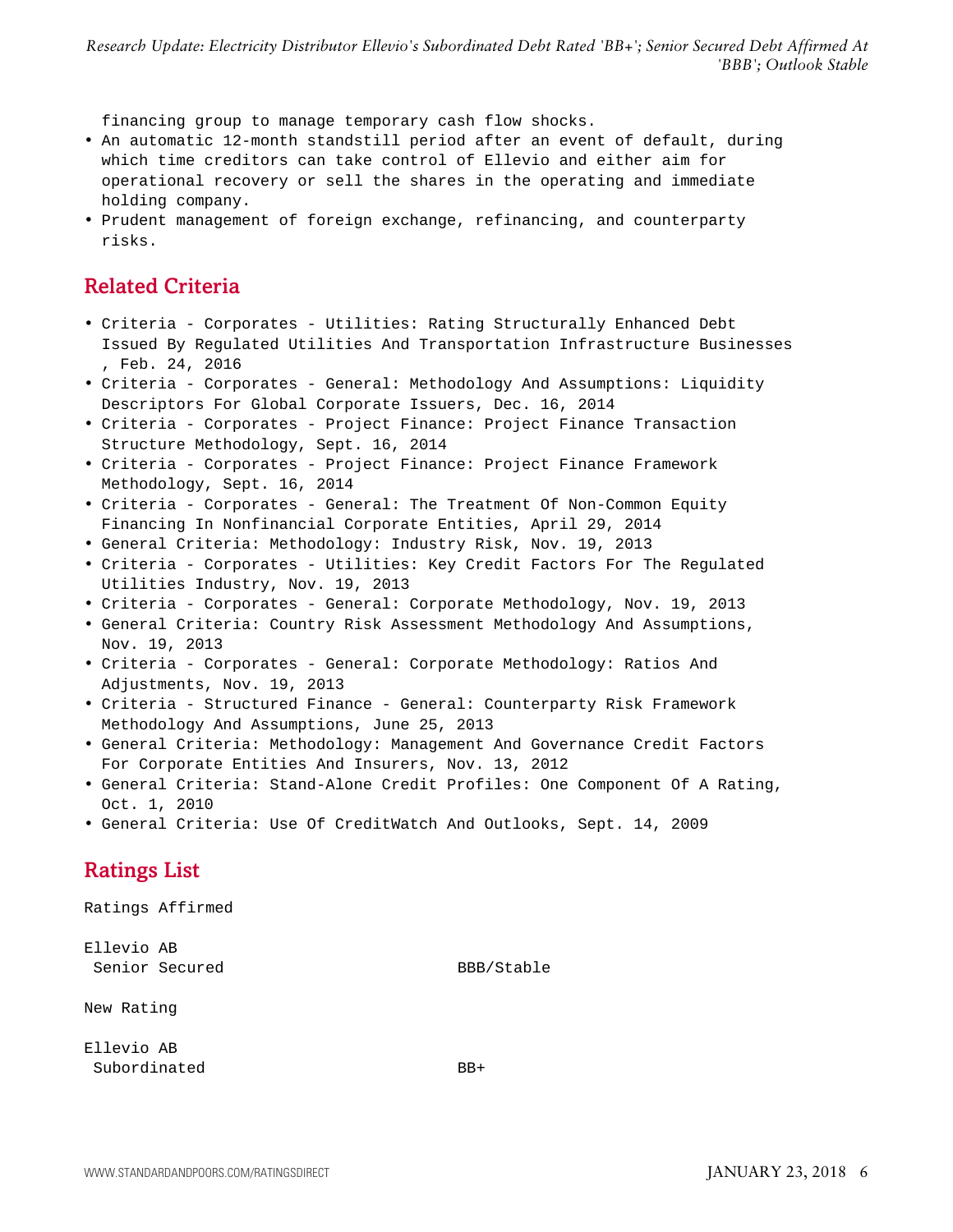financing group to manage temporary cash flow shocks.

- An automatic 12-month standstill period after an event of default, during which time creditors can take control of Ellevio and either aim for operational recovery or sell the shares in the operating and immediate holding company.
- Prudent management of foreign exchange, refinancing, and counterparty risks.

## Related Criteria

- Criteria - Corporates - Utilities: Rating Structurally Enhanced Debt Issued By Regulated Utilities And Transportation Infrastructure Businesses , Feb. 24, 2016
- Criteria - Corporates - General: Methodology And Assumptions: Liquidity Descriptors For Global Corporate Issuers, Dec. 16, 2014
- Criteria - Corporates - Project Finance: Project Finance Transaction Structure Methodology, Sept. 16, 2014
- Criteria - Corporates - Project Finance: Project Finance Framework Methodology, Sept. 16, 2014
- Criteria - Corporates - General: The Treatment Of Non-Common Equity Financing In Nonfinancial Corporate Entities, April 29, 2014
- General Criteria: Methodology: Industry Risk, Nov. 19, 2013
- Criteria - Corporates - Utilities: Key Credit Factors For The Regulated Utilities Industry, Nov. 19, 2013
- Criteria - Corporates - General: Corporate Methodology, Nov. 19, 2013
- General Criteria: Country Risk Assessment Methodology And Assumptions, Nov. 19, 2013
- Criteria - Corporates - General: Corporate Methodology: Ratios And Adjustments, Nov. 19, 2013
- Criteria - Structured Finance - General: Counterparty Risk Framework Methodology And Assumptions, June 25, 2013
- General Criteria: Methodology: Management And Governance Credit Factors For Corporate Entities And Insurers, Nov. 13, 2012
- General Criteria: Stand-Alone Credit Profiles: One Component Of A Rating, Oct. 1, 2010
- General Criteria: Use Of CreditWatch And Outlooks, Sept. 14, 2009

## Ratings List

Ratings Affirmed

| | |
|---|---|
| Ellevio AB | |
| Senior Secured | BBB/Stable |

New Rating

| | |
|---|---|
| Ellevio AB | |
| Subordinated | BB+ |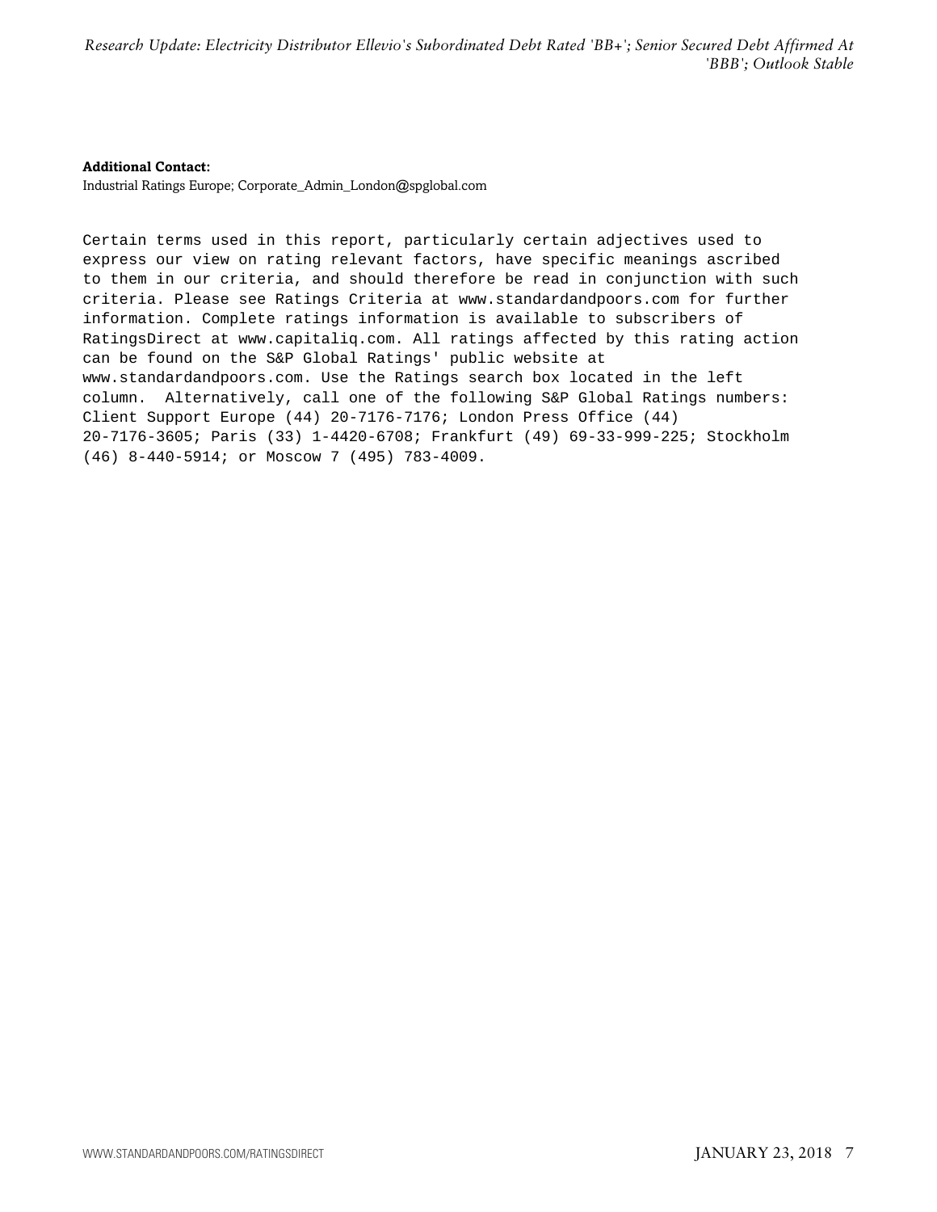**Additional Contact:**

Industrial Ratings Europe; Corporate_Admin_London@spglobal.com

Certain terms used in this report, particularly certain adjectives used to express our view on rating relevant factors, have specific meanings ascribed to them in our criteria, and should therefore be read in conjunction with such criteria. Please see Ratings Criteria at www.standardandpoors.com for further information. Complete ratings information is available to subscribers of RatingsDirect at www.capitaliq.com. All ratings affected by this rating action can be found on the S&P Global Ratings' public website at www.standardandpoors.com. Use the Ratings search box located in the left column. Alternatively, call one of the following S&P Global Ratings numbers: Client Support Europe (44) 20-7176-7176; London Press Office (44) 20-7176-3605; Paris (33) 1-4420-6708; Frankfurt (49) 69-33-999-225; Stockholm (46) 8-440-5914; or Moscow 7 (495) 783-4009.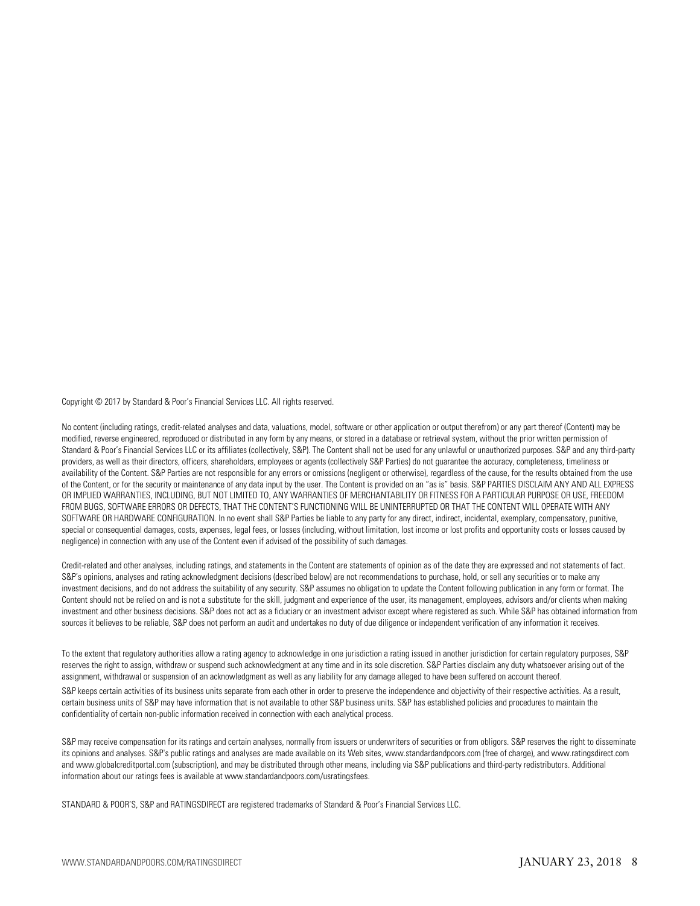Copyright © 2017 by Standard & Poor's Financial Services LLC. All rights reserved.

No content (including ratings, credit-related analyses and data, valuations, model, software or other application or output therefrom) or any part thereof (Content) may be modified, reverse engineered, reproduced or distributed in any form by any means, or stored in a database or retrieval system, without the prior written permission of Standard & Poor's Financial Services LLC or its affiliates (collectively, S&P). The Content shall not be used for any unlawful or unauthorized purposes. S&P and any third-party providers, as well as their directors, officers, shareholders, employees or agents (collectively S&P Parties) do not guarantee the accuracy, completeness, timeliness or availability of the Content. S&P Parties are not responsible for any errors or omissions (negligent or otherwise), regardless of the cause, for the results obtained from the use of the Content, or for the security or maintenance of any data input by the user. The Content is provided on an "as is" basis. S&P PARTIES DISCLAIM ANY AND ALL EXPRESS OR IMPLIED WARRANTIES, INCLUDING, BUT NOT LIMITED TO, ANY WARRANTIES OF MERCHANTABILITY OR FITNESS FOR A PARTICULAR PURPOSE OR USE, FREEDOM FROM BUGS, SOFTWARE ERRORS OR DEFECTS, THAT THE CONTENT'S FUNCTIONING WILL BE UNINTERRUPTED OR THAT THE CONTENT WILL OPERATE WITH ANY SOFTWARE OR HARDWARE CONFIGURATION. In no event shall S&P Parties be liable to any party for any direct, indirect, incidental, exemplary, compensatory, punitive, special or consequential damages, costs, expenses, legal fees, or losses (including, without limitation, lost income or lost profits and opportunity costs or losses caused by negligence) in connection with any use of the Content even if advised of the possibility of such damages.

Credit-related and other analyses, including ratings, and statements in the Content are statements of opinion as of the date they are expressed and not statements of fact. S&P's opinions, analyses and rating acknowledgment decisions (described below) are not recommendations to purchase, hold, or sell any securities or to make any investment decisions, and do not address the suitability of any security. S&P assumes no obligation to update the Content following publication in any form or format. The Content should not be relied on and is not a substitute for the skill, judgment and experience of the user, its management, employees, advisors and/or clients when making investment and other business decisions. S&P does not act as a fiduciary or an investment advisor except where registered as such. While S&P has obtained information from sources it believes to be reliable, S&P does not perform an audit and undertakes no duty of due diligence or independent verification of any information it receives.

To the extent that regulatory authorities allow a rating agency to acknowledge in one jurisdiction a rating issued in another jurisdiction for certain regulatory purposes, S&P reserves the right to assign, withdraw or suspend such acknowledgment at any time and in its sole discretion. S&P Parties disclaim any duty whatsoever arising out of the assignment, withdrawal or suspension of an acknowledgment as well as any liability for any damage alleged to have been suffered on account thereof.

S&P keeps certain activities of its business units separate from each other in order to preserve the independence and objectivity of their respective activities. As a result, certain business units of S&P may have information that is not available to other S&P business units. S&P has established policies and procedures to maintain the confidentiality of certain non-public information received in connection with each analytical process.

S&P may receive compensation for its ratings and certain analyses, normally from issuers or underwriters of securities or from obligors. S&P reserves the right to disseminate its opinions and analyses. S&P's public ratings and analyses are made available on its Web sites, www.standardandpoors.com (free of charge), and www.ratingsdirect.com and www.globalcreditportal.com (subscription), and may be distributed through other means, including via S&P publications and third-party redistributors. Additional information about our ratings fees is available at www.standardandpoors.com/usratingsfees.

STANDARD & POOR'S, S&P and RATINGSDIRECT are registered trademarks of Standard & Poor's Financial Services LLC.